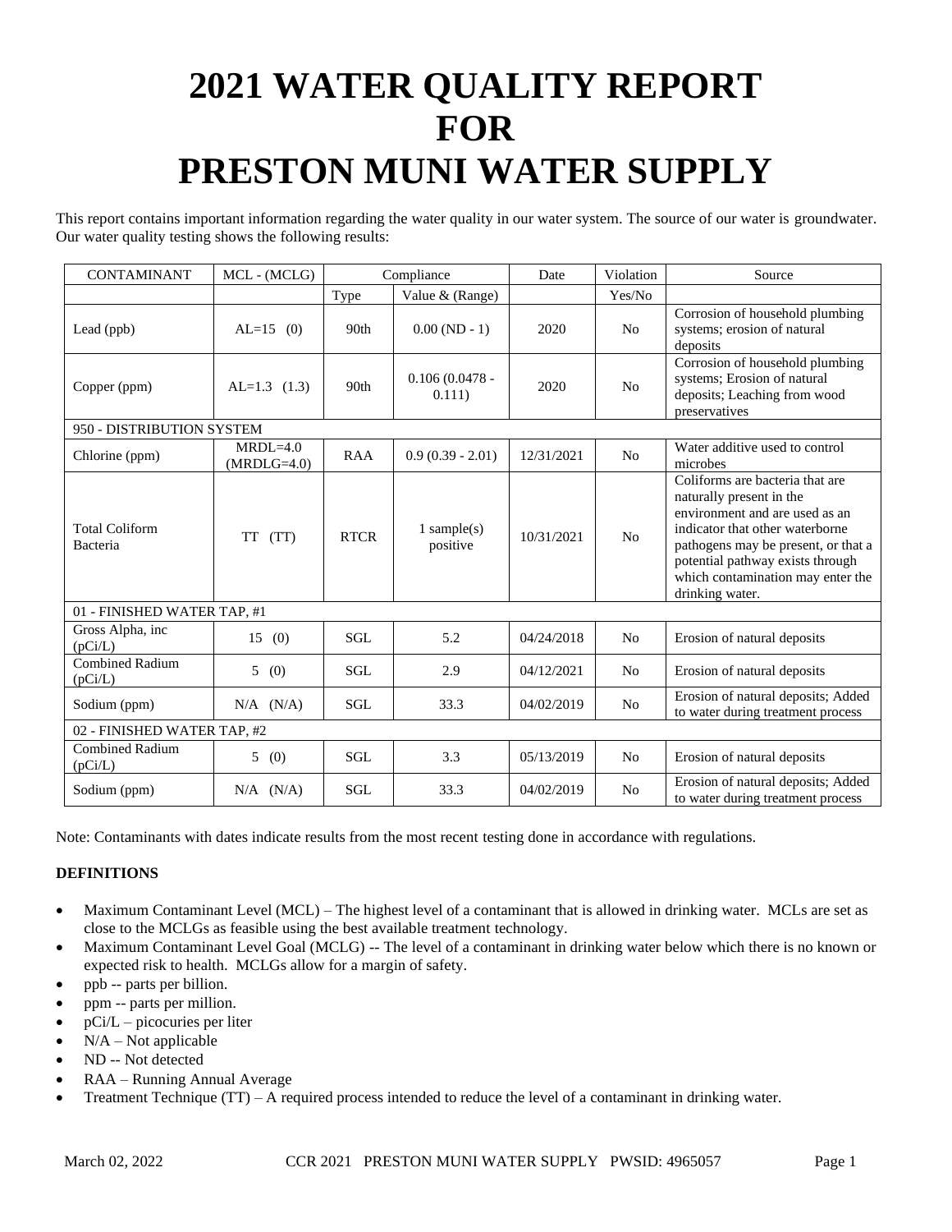# 2021 WATER QUALITY REPORT FOR PRESTON MUNI WATER SUPPLY

This report contains important information regarding the water quality in our water system. The source of our water is groundwater. Our water quality testing shows the following results:

| CONTAMINANT | MCL - (MCLG) | Compliance | | Date | Violation | Source |
|---|---|---|---|---|---|---|
| | | Type | Value & (Range) | | Yes/No | |
| Lead (ppb) | AL=15 (0) | 90th | 0.00 (ND - 1) | 2020 | No | Corrosion of household plumbing systems; erosion of natural deposits |
| Copper (ppm) | AL=1.3 (1.3) | 90th | 0.106 (0.0478 - 0.111) | 2020 | No | Corrosion of household plumbing systems; Erosion of natural deposits; Leaching from wood preservatives |
| 950 - DISTRIBUTION SYSTEM | | | | | | |
| Chlorine (ppm) | MRDL=4.0 (MRDLG=4.0) | RAA | 0.9 (0.39 - 2.01) | 12/31/2021 | No | Water additive used to control microbes |
| Total Coliform Bacteria | TT (TT) | RTCR | 1 sample(s) positive | 10/31/2021 | No | Coliforms are bacteria that are naturally present in the environment and are used as an indicator that other waterborne pathogens may be present, or that a potential pathway exists through which contamination may enter the drinking water. |
| 01 - FINISHED WATER TAP, #1 | | | | | | |
| Gross Alpha, inc (pCi/L) | 15 (0) | SGL | 5.2 | 04/24/2018 | No | Erosion of natural deposits |
| Combined Radium (pCi/L) | 5 (0) | SGL | 2.9 | 04/12/2021 | No | Erosion of natural deposits |
| Sodium (ppm) | N/A (N/A) | SGL | 33.3 | 04/02/2019 | No | Erosion of natural deposits; Added to water during treatment process |
| 02 - FINISHED WATER TAP, #2 | | | | | | |
| Combined Radium (pCi/L) | 5 (0) | SGL | 3.3 | 05/13/2019 | No | Erosion of natural deposits |
| Sodium (ppm) | N/A (N/A) | SGL | 33.3 | 04/02/2019 | No | Erosion of natural deposits; Added to water during treatment process |

Note: Contaminants with dates indicate results from the most recent testing done in accordance with regulations.

**DEFINITIONS**

- Maximum Contaminant Level (MCL) – The highest level of a contaminant that is allowed in drinking water. MCLs are set as close to the MCLGs as feasible using the best available treatment technology.
- Maximum Contaminant Level Goal (MCLG) -- The level of a contaminant in drinking water below which there is no known or expected risk to health. MCLGs allow for a margin of safety.
- ppb -- parts per billion.
- ppm -- parts per million.
- pCi/L – picocuries per liter
- N/A – Not applicable
- ND -- Not detected
- RAA – Running Annual Average
- Treatment Technique (TT) – A required process intended to reduce the level of a contaminant in drinking water.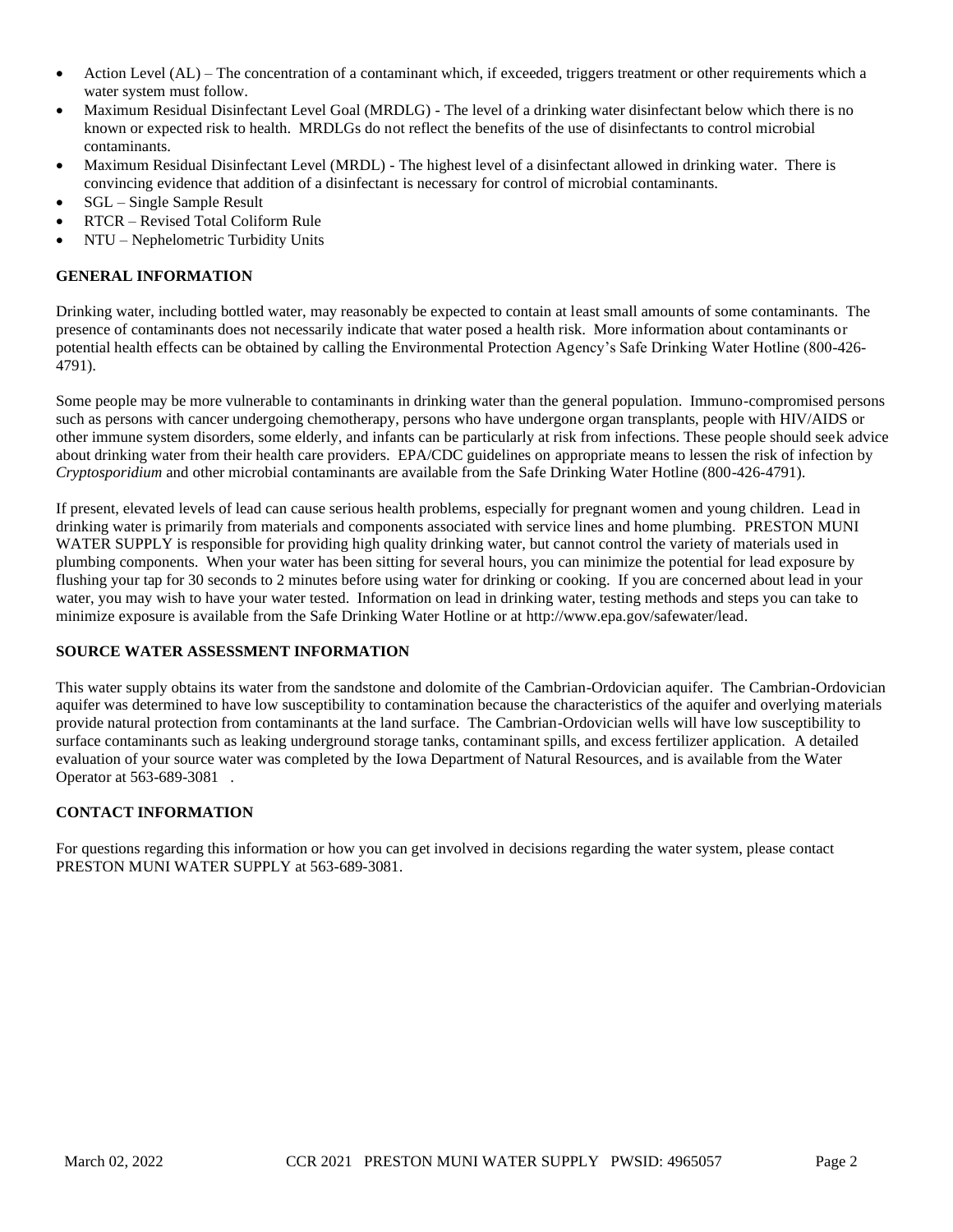- Action Level (AL) – The concentration of a contaminant which, if exceeded, triggers treatment or other requirements which a water system must follow.
- Maximum Residual Disinfectant Level Goal (MRDLG) - The level of a drinking water disinfectant below which there is no known or expected risk to health. MRDLGs do not reflect the benefits of the use of disinfectants to control microbial contaminants.
- Maximum Residual Disinfectant Level (MRDL) - The highest level of a disinfectant allowed in drinking water. There is convincing evidence that addition of a disinfectant is necessary for control of microbial contaminants.
- SGL – Single Sample Result
- RTCR – Revised Total Coliform Rule
- NTU – Nephelometric Turbidity Units

**GENERAL INFORMATION**

Drinking water, including bottled water, may reasonably be expected to contain at least small amounts of some contaminants. The presence of contaminants does not necessarily indicate that water posed a health risk. More information about contaminants or potential health effects can be obtained by calling the Environmental Protection Agency's Safe Drinking Water Hotline (800-426-4791).

Some people may be more vulnerable to contaminants in drinking water than the general population. Immuno-compromised persons such as persons with cancer undergoing chemotherapy, persons who have undergone organ transplants, people with HIV/AIDS or other immune system disorders, some elderly, and infants can be particularly at risk from infections. These people should seek advice about drinking water from their health care providers. EPA/CDC guidelines on appropriate means to lessen the risk of infection by *Cryptosporidium* and other microbial contaminants are available from the Safe Drinking Water Hotline (800-426-4791).

If present, elevated levels of lead can cause serious health problems, especially for pregnant women and young children. Lead in drinking water is primarily from materials and components associated with service lines and home plumbing. PRESTON MUNI WATER SUPPLY is responsible for providing high quality drinking water, but cannot control the variety of materials used in plumbing components. When your water has been sitting for several hours, you can minimize the potential for lead exposure by flushing your tap for 30 seconds to 2 minutes before using water for drinking or cooking. If you are concerned about lead in your water, you may wish to have your water tested. Information on lead in drinking water, testing methods and steps you can take to minimize exposure is available from the Safe Drinking Water Hotline or at http://www.epa.gov/safewater/lead.

**SOURCE WATER ASSESSMENT INFORMATION**

This water supply obtains its water from the sandstone and dolomite of the Cambrian-Ordovician aquifer. The Cambrian-Ordovician aquifer was determined to have low susceptibility to contamination because the characteristics of the aquifer and overlying materials provide natural protection from contaminants at the land surface. The Cambrian-Ordovician wells will have low susceptibility to surface contaminants such as leaking underground storage tanks, contaminant spills, and excess fertilizer application. A detailed evaluation of your source water was completed by the Iowa Department of Natural Resources, and is available from the Water Operator at 563-689-3081 .

**CONTACT INFORMATION**

For questions regarding this information or how you can get involved in decisions regarding the water system, please contact PRESTON MUNI WATER SUPPLY at 563-689-3081.